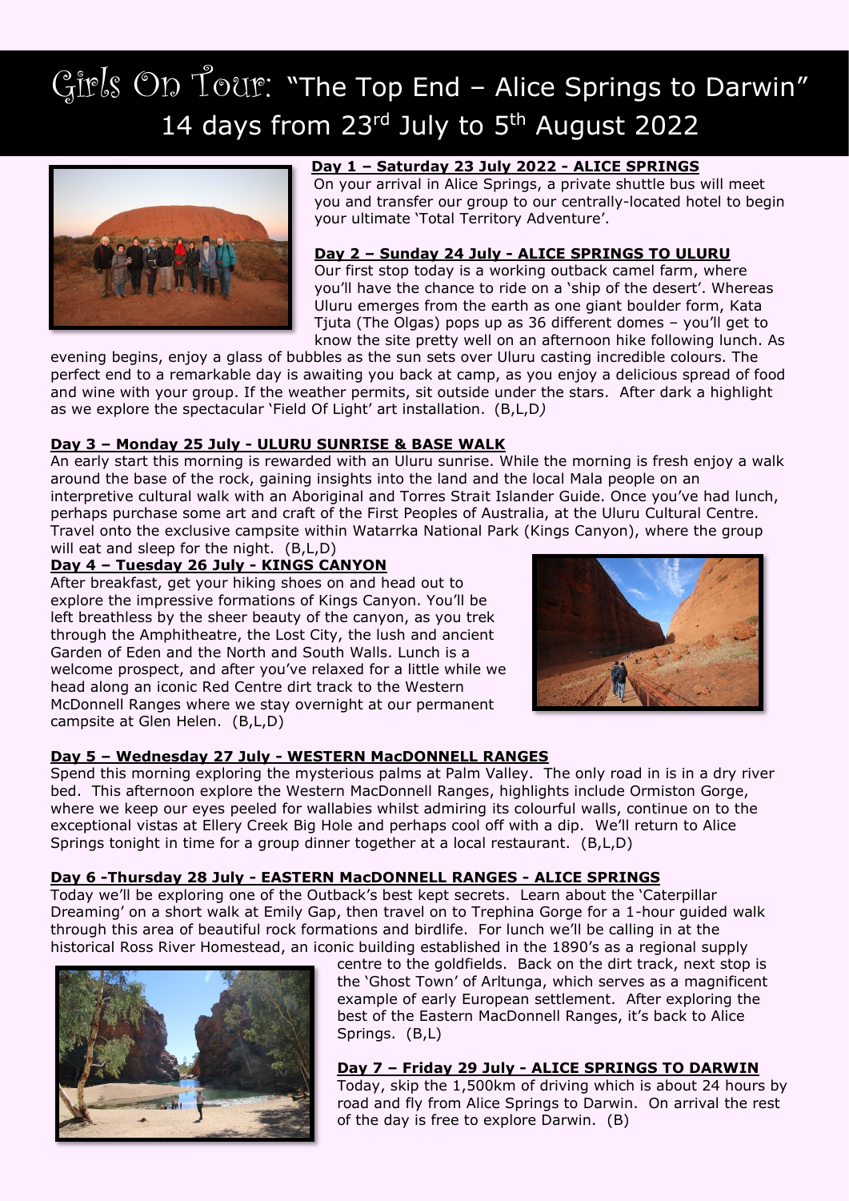# Girls On Tour: "The Top End – Alice Springs to Darwin" 14 days from 23rd July to 5th August 2022

**Day 1 – Saturday 23 July 2022 - ALICE SPRINGS**

On your arrival in Alice Springs, a private shuttle bus will meet you and transfer our group to our centrally-located hotel to begin your ultimate 'Total Territory Adventure'.

**Day 2 – Sunday 24 July - ALICE SPRINGS TO ULURU**

Our first stop today is a working outback camel farm, where you'll have the chance to ride on a 'ship of the desert'. Whereas Uluru emerges from the earth as one giant boulder form, Kata Tjuta (The Olgas) pops up as 36 different domes – you'll get to know the site pretty well on an afternoon hike following lunch. As evening begins, enjoy a glass of bubbles as the sun sets over Uluru casting incredible colours. The perfect end to a remarkable day is awaiting you back at camp, as you enjoy a delicious spread of food and wine with your group. If the weather permits, sit outside under the stars. After dark a highlight as we explore the spectacular 'Field Of Light' art installation. (B,L,D)

**Day 3 – Monday 25 July - ULURU SUNRISE & BASE WALK**

An early start this morning is rewarded with an Uluru sunrise. While the morning is fresh enjoy a walk around the base of the rock, gaining insights into the land and the local Mala people on an interpretive cultural walk with an Aboriginal and Torres Strait Islander Guide. Once you've had lunch, perhaps purchase some art and craft of the First Peoples of Australia, at the Uluru Cultural Centre. Travel onto the exclusive campsite within Watarrka National Park (Kings Canyon), where the group will eat and sleep for the night. (B,L,D)

**Day 4 – Tuesday 26 July - KINGS CANYON**

After breakfast, get your hiking shoes on and head out to explore the impressive formations of Kings Canyon. You'll be left breathless by the sheer beauty of the canyon, as you trek through the Amphitheatre, the Lost City, the lush and ancient Garden of Eden and the North and South Walls. Lunch is a welcome prospect, and after you've relaxed for a little while we head along an iconic Red Centre dirt track to the Western McDonnell Ranges where we stay overnight at our permanent campsite at Glen Helen. (B,L,D)

**Day 5 – Wednesday 27 July - WESTERN MacDONNELL RANGES**

Spend this morning exploring the mysterious palms at Palm Valley. The only road in is in a dry river bed. This afternoon explore the Western MacDonnell Ranges, highlights include Ormiston Gorge, where we keep our eyes peeled for wallabies whilst admiring its colourful walls, continue on to the exceptional vistas at Ellery Creek Big Hole and perhaps cool off with a dip. We'll return to Alice Springs tonight in time for a group dinner together at a local restaurant. (B,L,D)

**Day 6 -Thursday 28 July - EASTERN MacDONNELL RANGES - ALICE SPRINGS**

Today we'll be exploring one of the Outback's best kept secrets. Learn about the 'Caterpillar Dreaming' on a short walk at Emily Gap, then travel on to Trephina Gorge for a 1-hour guided walk through this area of beautiful rock formations and birdlife. For lunch we'll be calling in at the historical Ross River Homestead, an iconic building established in the 1890's as a regional supply centre to the goldfields. Back on the dirt track, next stop is the 'Ghost Town' of Arltunga, which serves as a magnificent example of early European settlement. After exploring the best of the Eastern MacDonnell Ranges, it's back to Alice Springs. (B,L)

**Day 7 – Friday 29 July - ALICE SPRINGS TO DARWIN**

Today, skip the 1,500km of driving which is about 24 hours by road and fly from Alice Springs to Darwin. On arrival the rest of the day is free to explore Darwin. (B)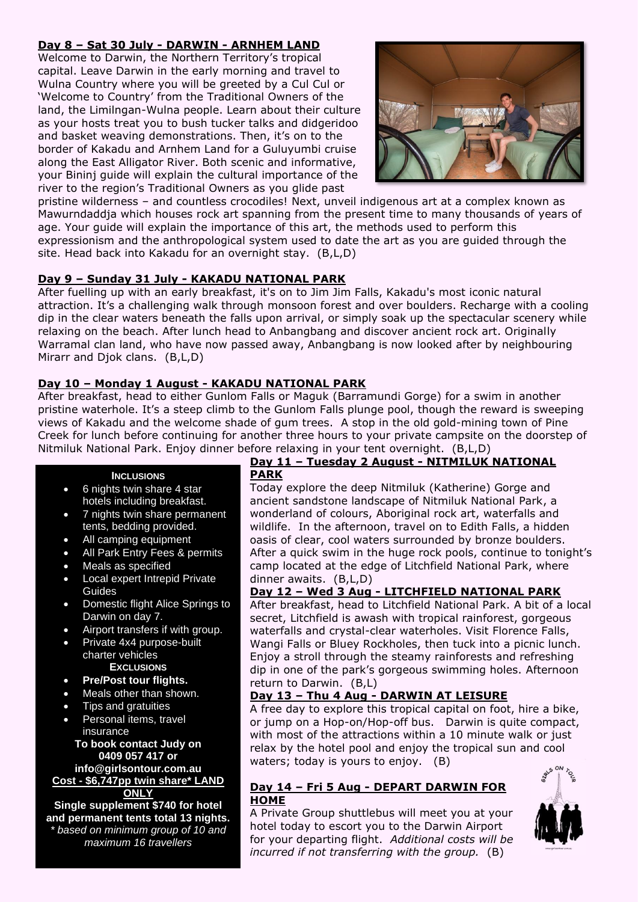### **Day 8 – Sat 30 July - DARWIN - ARNHEM LAND**

Welcome to Darwin, the Northern Territory's tropical capital. Leave Darwin in the early morning and travel to Wulna Country where you will be greeted by a Cul Cul or 'Welcome to Country' from the Traditional Owners of the land, the Limilngan-Wulna people. Learn about their culture as your hosts treat you to bush tucker talks and didgeridoo and basket weaving demonstrations. Then, it's on to the border of Kakadu and Arnhem Land for a Guluyumbi cruise along the East Alligator River. Both scenic and informative, your Bininj guide will explain the cultural importance of the river to the region's Traditional Owners as you glide past pristine wilderness – and countless crocodiles! Next, unveil indigenous art at a complex known as Mawurndaddja which houses rock art spanning from the present time to many thousands of years of age. Your guide will explain the importance of this art, the methods used to perform this expressionism and the anthropological system used to date the art as you are guided through the site. Head back into Kakadu for an overnight stay. (B,L,D)

### **Day 9 – Sunday 31 July - KAKADU NATIONAL PARK**

After fuelling up with an early breakfast, it's on to Jim Jim Falls, Kakadu's most iconic natural attraction. It's a challenging walk through monsoon forest and over boulders. Recharge with a cooling dip in the clear waters beneath the falls upon arrival, or simply soak up the spectacular scenery while relaxing on the beach. After lunch head to Anbangbang and discover ancient rock art. Originally Warramal clan land, who have now passed away, Anbangbang is now looked after by neighbouring Mirarr and Djok clans. (B,L,D)

### **Day 10 – Monday 1 August - KAKADU NATIONAL PARK**

After breakfast, head to either Gunlom Falls or Maguk (Barramundi Gorge) for a swim in another pristine waterhole. It's a steep climb to the Gunlom Falls plunge pool, though the reward is sweeping views of Kakadu and the welcome shade of gum trees. A stop in the old gold-mining town of Pine Creek for lunch before continuing for another three hours to your private campsite on the doorstep of Nitmiluk National Park. Enjoy dinner before relaxing in your tent overnight. (B,L,D)

### **Day 11 – Tuesday 2 August - NITMILUK NATIONAL PARK**

Today explore the deep Nitmiluk (Katherine) Gorge and ancient sandstone landscape of Nitmiluk National Park, a wonderland of colours, Aboriginal rock art, waterfalls and wildlife. In the afternoon, travel on to Edith Falls, a hidden oasis of clear, cool waters surrounded by bronze boulders. After a quick swim in the huge rock pools, continue to tonight's camp located at the edge of Litchfield National Park, where dinner awaits. (B,L,D)

### **Day 12 – Wed 3 Aug - LITCHFIELD NATIONAL PARK**

After breakfast, head to Litchfield National Park. A bit of a local secret, Litchfield is awash with tropical rainforest, gorgeous waterfalls and crystal-clear waterholes. Visit Florence Falls, Wangi Falls or Bluey Rockholes, then tuck into a picnic lunch. Enjoy a stroll through the steamy rainforests and refreshing dip in one of the park's gorgeous swimming holes. Afternoon return to Darwin. (B,L)

### **Day 13 – Thu 4 Aug - DARWIN AT LEISURE**

A free day to explore this tropical capital on foot, hire a bike, or jump on a Hop-on/Hop-off bus. Darwin is quite compact, with most of the attractions within a 10 minute walk or just relax by the hotel pool and enjoy the tropical sun and cool waters; today is yours to enjoy. (B)

### **Day 14 – Fri 5 Aug - DEPART DARWIN FOR HOME**

A Private Group shuttlebus will meet you at your hotel today to escort you to the Darwin Airport for your departing flight. *Additional costs will be incurred if not transferring with the group.* (B)

**INCLUSIONS**

- 6 nights twin share 4 star hotels including breakfast.
- 7 nights twin share permanent tents, bedding provided.
- All camping equipment
- All Park Entry Fees & permits
- Meals as specified
- Local expert Intrepid Private Guides
- Domestic flight Alice Springs to Darwin on day 7.
- Airport transfers if with group.
- Private 4x4 purpose-built charter vehicles

**EXCLUSIONS**

- **Pre/Post tour flights.**
- Meals other than shown.
- Tips and gratuities
- Personal items, travel insurance

**To book contact Judy on 0409 057 417 or info@girlsontour.com.au**

**Cost - $6,747pp twin share* LAND ONLY**

**Single supplement $740 for hotel and permanent tents total 13 nights.**

*\* based on minimum group of 10 and maximum 16 travellers*